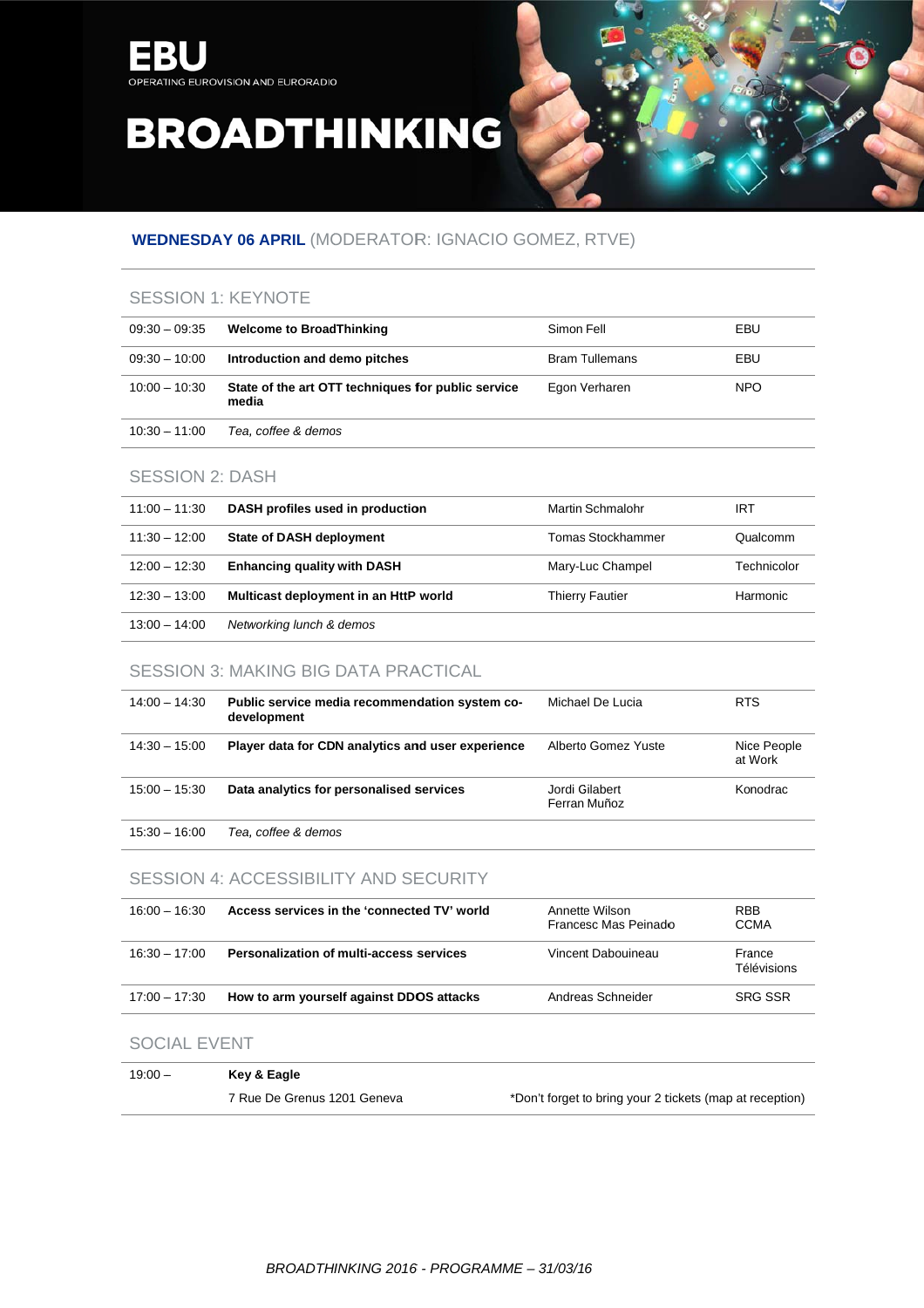EBU
OPERATING EUROVISION AND EURORADIO

# BROADTHINKING

## WEDNESDAY 06 APRIL (MODERATOR: IGNACIO GOMEZ, RTVE)

### SESSION 1: KEYNOTE

| | | | |
|---|---|---|---|
| 09:30 – 09:35 | **Welcome to BroadThinking** | Simon Fell | EBU |
| 09:30 – 10:00 | **Introduction and demo pitches** | Bram Tullemans | EBU |
| 10:00 – 10:30 | **State of the art OTT techniques for public service media** | Egon Verharen | NPO |
| 10:30 – 11:00 | *Tea, coffee & demos* | | |

### SESSION 2: DASH

| | | | |
|---|---|---|---|
| 11:00 – 11:30 | **DASH profiles used in production** | Martin Schmalohr | IRT |
| 11:30 – 12:00 | **State of DASH deployment** | Tomas Stockhammer | Qualcomm |
| 12:00 – 12:30 | **Enhancing quality with DASH** | Mary-Luc Champel | Technicolor |
| 12:30 – 13:00 | **Multicast deployment in an HttP world** | Thierry Fautier | Harmonic |
| 13:00 – 14:00 | *Networking lunch & demos* | | |

### SESSION 3: MAKING BIG DATA PRACTICAL

| | | | |
|---|---|---|---|
| 14:00 – 14:30 | **Public service media recommendation system co-development** | Michael De Lucia | RTS |
| 14:30 – 15:00 | **Player data for CDN analytics and user experience** | Alberto Gomez Yuste | Nice People at Work |
| 15:00 – 15:30 | **Data analytics for personalised services** | Jordi Gilabert<br>Ferran Muñoz | Konodrac |
| 15:30 – 16:00 | *Tea, coffee & demos* | | |

### SESSION 4: ACCESSIBILITY AND SECURITY

| | | | |
|---|---|---|---|
| 16:00 – 16:30 | **Access services in the 'connected TV' world** | Annette Wilson<br>Francesc Mas Peinado | RBB<br>CCMA |
| 16:30 – 17:00 | **Personalization of multi-access services** | Vincent Dabouineau | France Télévisions |
| 17:00 – 17:30 | **How to arm yourself against DDOS attacks** | Andreas Schneider | SRG SSR |

### SOCIAL EVENT

| | | |
|---|---|---|
| 19:00 – | **Key & Eagle** | |
| | 7 Rue De Grenus 1201 Geneva | *Don't forget to bring your 2 tickets (map at reception) |

*BROADTHINKING 2016 - PROGRAMME – 31/03/16*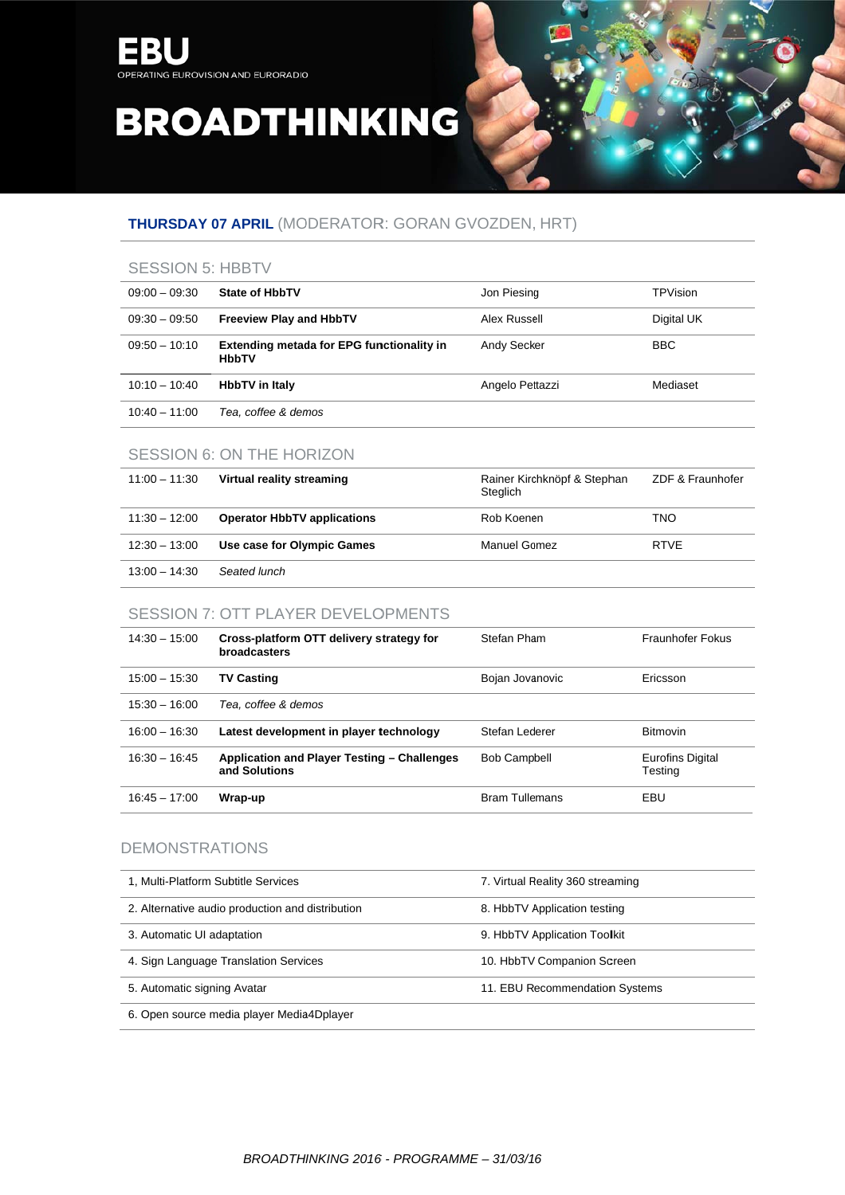# EBU

OPERATING EUROVISION AND EURORADIO

# BROADTHINKING

## THURSDAY 07 APRIL (MODERATOR: GORAN GVOZDEN, HRT)

### SESSION 5: HBBTV

| | | | |
|---|---|---|---|
| 09:00 – 09:30 | **State of HbbTV** | Jon Piesing | TPVision |
| 09:30 – 09:50 | **Freeview Play and HbbTV** | Alex Russell | Digital UK |
| 09:50 – 10:10 | **Extending metada for EPG functionality in HbbTV** | Andy Secker | BBC |
| 10:10 – 10:40 | **HbbTV in Italy** | Angelo Pettazzi | Mediaset |
| 10:40 – 11:00 | *Tea, coffee & demos* | | |

### SESSION 6: ON THE HORIZON

| | | | |
|---|---|---|---|
| 11:00 – 11:30 | **Virtual reality streaming** | Rainer Kirchknöpf & Stephan Steglich | ZDF & Fraunhofer |
| 11:30 – 12:00 | **Operator HbbTV applications** | Rob Koenen | TNO |
| 12:30 – 13:00 | **Use case for Olympic Games** | Manuel Gomez | RTVE |
| 13:00 – 14:30 | *Seated lunch* | | |

### SESSION 7: OTT PLAYER DEVELOPMENTS

| | | | |
|---|---|---|---|
| 14:30 – 15:00 | **Cross-platform OTT delivery strategy for broadcasters** | Stefan Pham | Fraunhofer Fokus |
| 15:00 – 15:30 | **TV Casting** | Bojan Jovanovic | Ericsson |
| 15:30 – 16:00 | *Tea, coffee & demos* | | |
| 16:00 – 16:30 | **Latest development in player technology** | Stefan Lederer | Bitmovin |
| 16:30 – 16:45 | **Application and Player Testing – Challenges and Solutions** | Bob Campbell | Eurofins Digital Testing |
| 16:45 – 17:00 | **Wrap-up** | Bram Tullemans | EBU |

### DEMONSTRATIONS

| | |
|---|---|
| 1, Multi-Platform Subtitle Services | 7. Virtual Reality 360 streaming |
| 2. Alternative audio production and distribution | 8. HbbTV Application testing |
| 3. Automatic UI adaptation | 9. HbbTV Application Toolkit |
| 4. Sign Language Translation Services | 10. HbbTV Companion Screen |
| 5. Automatic signing Avatar | 11. EBU Recommendation Systems |
| 6. Open source media player Media4Dplayer | |